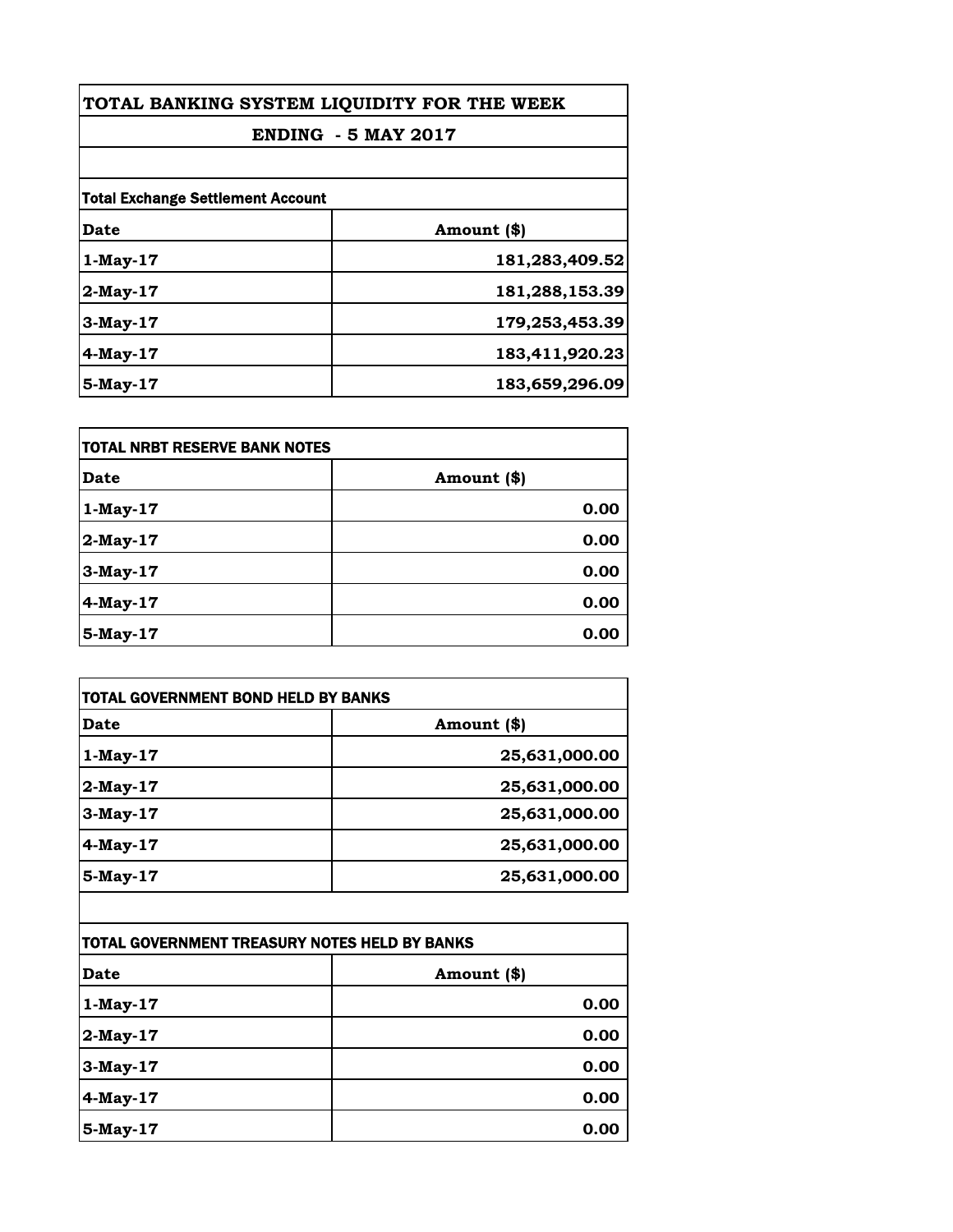# TOTAL BANKING SYSTEM LIQUIDITY FOR THE WEEK

## ENDING - 5 MAY 2017

| Total Exchange Settlement Account | |
|---|---|
| **Date** | **Amount ($)** |
| 1-May-17 | 181,283,409.52 |
| 2-May-17 | 181,288,153.39 |
| 3-May-17 | 179,253,453.39 |
| 4-May-17 | 183,411,920.23 |
| 5-May-17 | 183,659,296.09 |

| TOTAL NRBT RESERVE BANK NOTES | |
|---|---|
| **Date** | **Amount ($)** |
| 1-May-17 | 0.00 |
| 2-May-17 | 0.00 |
| 3-May-17 | 0.00 |
| 4-May-17 | 0.00 |
| 5-May-17 | 0.00 |

| TOTAL GOVERNMENT BOND HELD BY BANKS | |
|---|---|
| **Date** | **Amount ($)** |
| 1-May-17 | 25,631,000.00 |
| 2-May-17 | 25,631,000.00 |
| 3-May-17 | 25,631,000.00 |
| 4-May-17 | 25,631,000.00 |
| 5-May-17 | 25,631,000.00 |

| TOTAL GOVERNMENT TREASURY NOTES HELD BY BANKS | |
|---|---|
| **Date** | **Amount ($)** |
| 1-May-17 | 0.00 |
| 2-May-17 | 0.00 |
| 3-May-17 | 0.00 |
| 4-May-17 | 0.00 |
| 5-May-17 | 0.00 |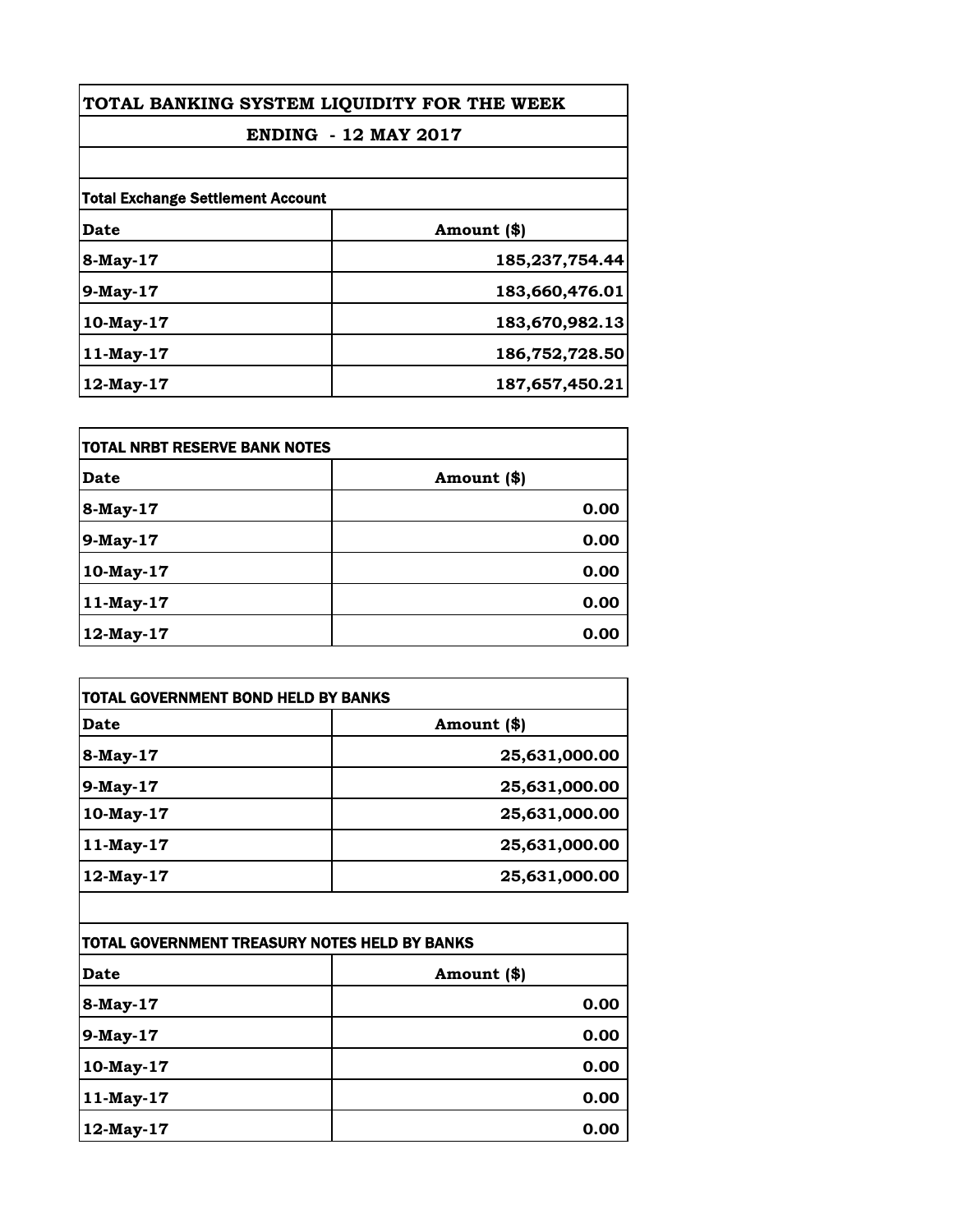# TOTAL BANKING SYSTEM LIQUIDITY FOR THE WEEK

## ENDING - 12 MAY 2017

**Total Exchange Settlement Account**

| Date | Amount ($) |
|---|---|
| 8-May-17 | 185,237,754.44 |
| 9-May-17 | 183,660,476.01 |
| 10-May-17 | 183,670,982.13 |
| 11-May-17 | 186,752,728.50 |
| 12-May-17 | 187,657,450.21 |

**TOTAL NRBT RESERVE BANK NOTES**

| Date | Amount ($) |
|---|---|
| 8-May-17 | 0.00 |
| 9-May-17 | 0.00 |
| 10-May-17 | 0.00 |
| 11-May-17 | 0.00 |
| 12-May-17 | 0.00 |

**TOTAL GOVERNMENT BOND HELD BY BANKS**

| Date | Amount ($) |
|---|---|
| 8-May-17 | 25,631,000.00 |
| 9-May-17 | 25,631,000.00 |
| 10-May-17 | 25,631,000.00 |
| 11-May-17 | 25,631,000.00 |
| 12-May-17 | 25,631,000.00 |

**TOTAL GOVERNMENT TREASURY NOTES HELD BY BANKS**

| Date | Amount ($) |
|---|---|
| 8-May-17 | 0.00 |
| 9-May-17 | 0.00 |
| 10-May-17 | 0.00 |
| 11-May-17 | 0.00 |
| 12-May-17 | 0.00 |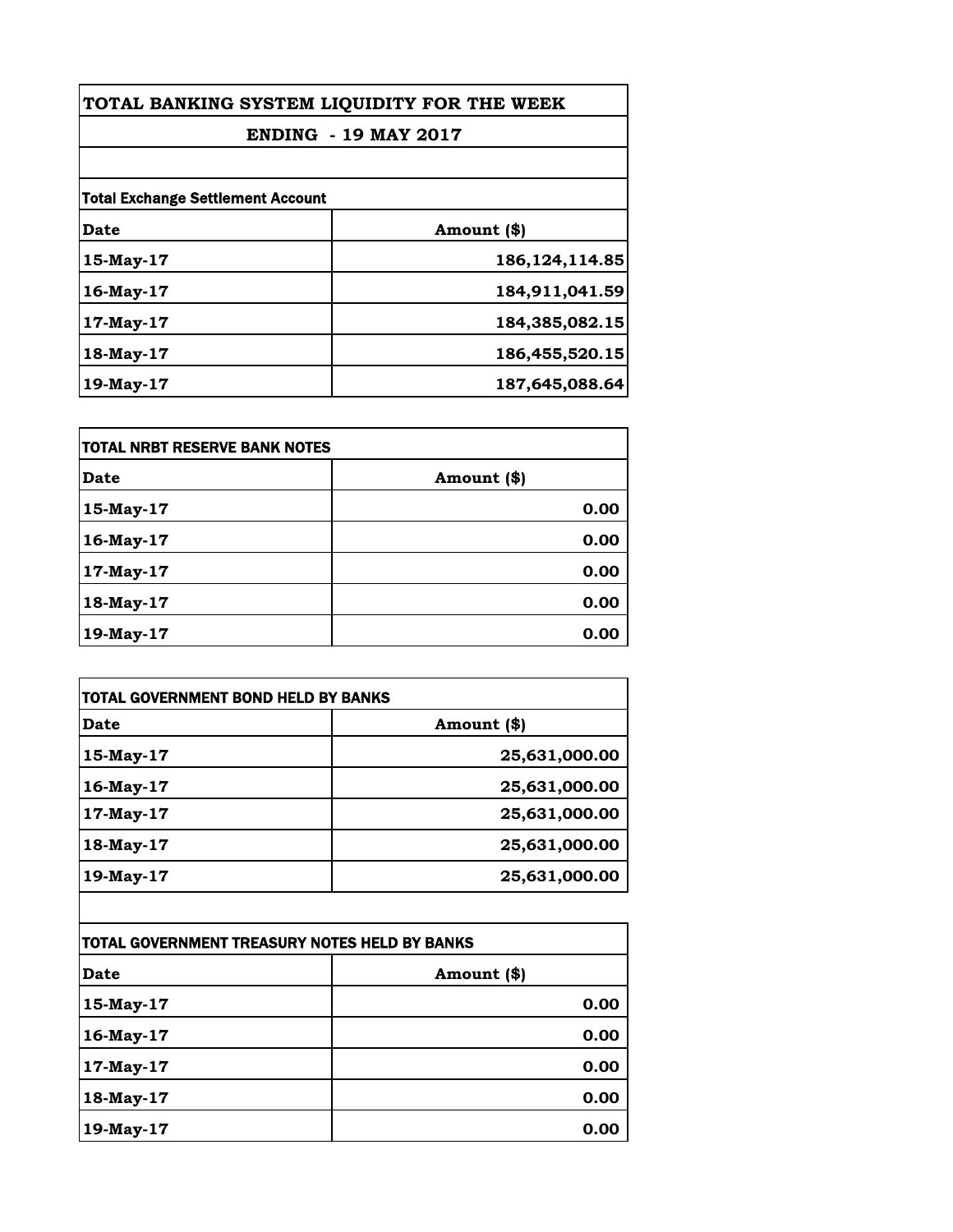# TOTAL BANKING SYSTEM LIQUIDITY FOR THE WEEK

## ENDING - 19 MAY 2017

**Total Exchange Settlement Account**

| Date | Amount ($) |
|---|---|
| 15-May-17 | 186,124,114.85 |
| 16-May-17 | 184,911,041.59 |
| 17-May-17 | 184,385,082.15 |
| 18-May-17 | 186,455,520.15 |
| 19-May-17 | 187,645,088.64 |

**TOTAL NRBT RESERVE BANK NOTES**

| Date | Amount ($) |
|---|---|
| 15-May-17 | 0.00 |
| 16-May-17 | 0.00 |
| 17-May-17 | 0.00 |
| 18-May-17 | 0.00 |
| 19-May-17 | 0.00 |

**TOTAL GOVERNMENT BOND HELD BY BANKS**

| Date | Amount ($) |
|---|---|
| 15-May-17 | 25,631,000.00 |
| 16-May-17 | 25,631,000.00 |
| 17-May-17 | 25,631,000.00 |
| 18-May-17 | 25,631,000.00 |
| 19-May-17 | 25,631,000.00 |

**TOTAL GOVERNMENT TREASURY NOTES HELD BY BANKS**

| Date | Amount ($) |
|---|---|
| 15-May-17 | 0.00 |
| 16-May-17 | 0.00 |
| 17-May-17 | 0.00 |
| 18-May-17 | 0.00 |
| 19-May-17 | 0.00 |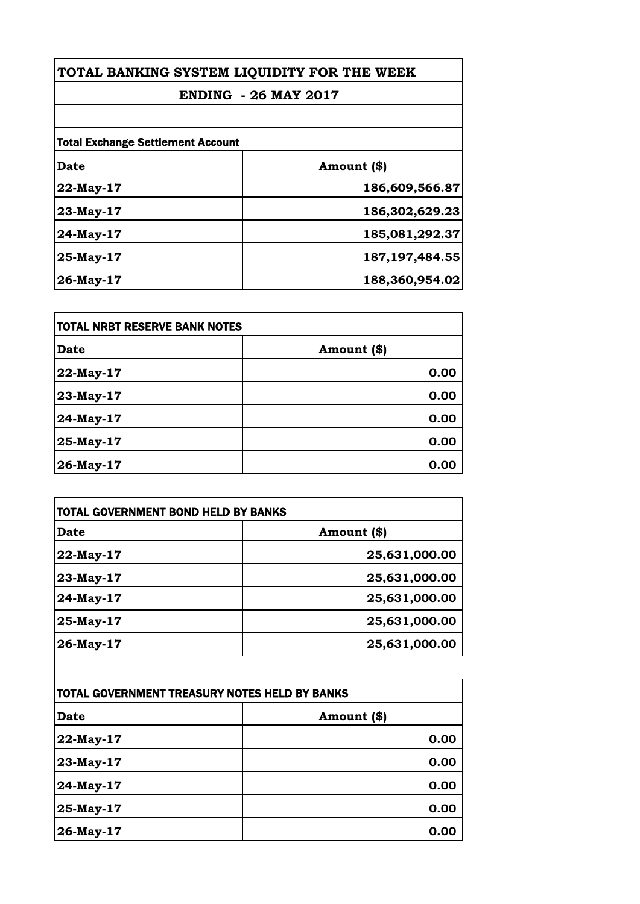# TOTAL BANKING SYSTEM LIQUIDITY FOR THE WEEK

## ENDING - 26 MAY 2017

**Total Exchange Settlement Account**

| Date | Amount ($) |
| --- | --- |
| 22-May-17 | 186,609,566.87 |
| 23-May-17 | 186,302,629.23 |
| 24-May-17 | 185,081,292.37 |
| 25-May-17 | 187,197,484.55 |
| 26-May-17 | 188,360,954.02 |

**TOTAL NRBT RESERVE BANK NOTES**

| Date | Amount ($) |
| --- | --- |
| 22-May-17 | 0.00 |
| 23-May-17 | 0.00 |
| 24-May-17 | 0.00 |
| 25-May-17 | 0.00 |
| 26-May-17 | 0.00 |

**TOTAL GOVERNMENT BOND HELD BY BANKS**

| Date | Amount ($) |
| --- | --- |
| 22-May-17 | 25,631,000.00 |
| 23-May-17 | 25,631,000.00 |
| 24-May-17 | 25,631,000.00 |
| 25-May-17 | 25,631,000.00 |
| 26-May-17 | 25,631,000.00 |

**TOTAL GOVERNMENT TREASURY NOTES HELD BY BANKS**

| Date | Amount ($) |
| --- | --- |
| 22-May-17 | 0.00 |
| 23-May-17 | 0.00 |
| 24-May-17 | 0.00 |
| 25-May-17 | 0.00 |
| 26-May-17 | 0.00 |